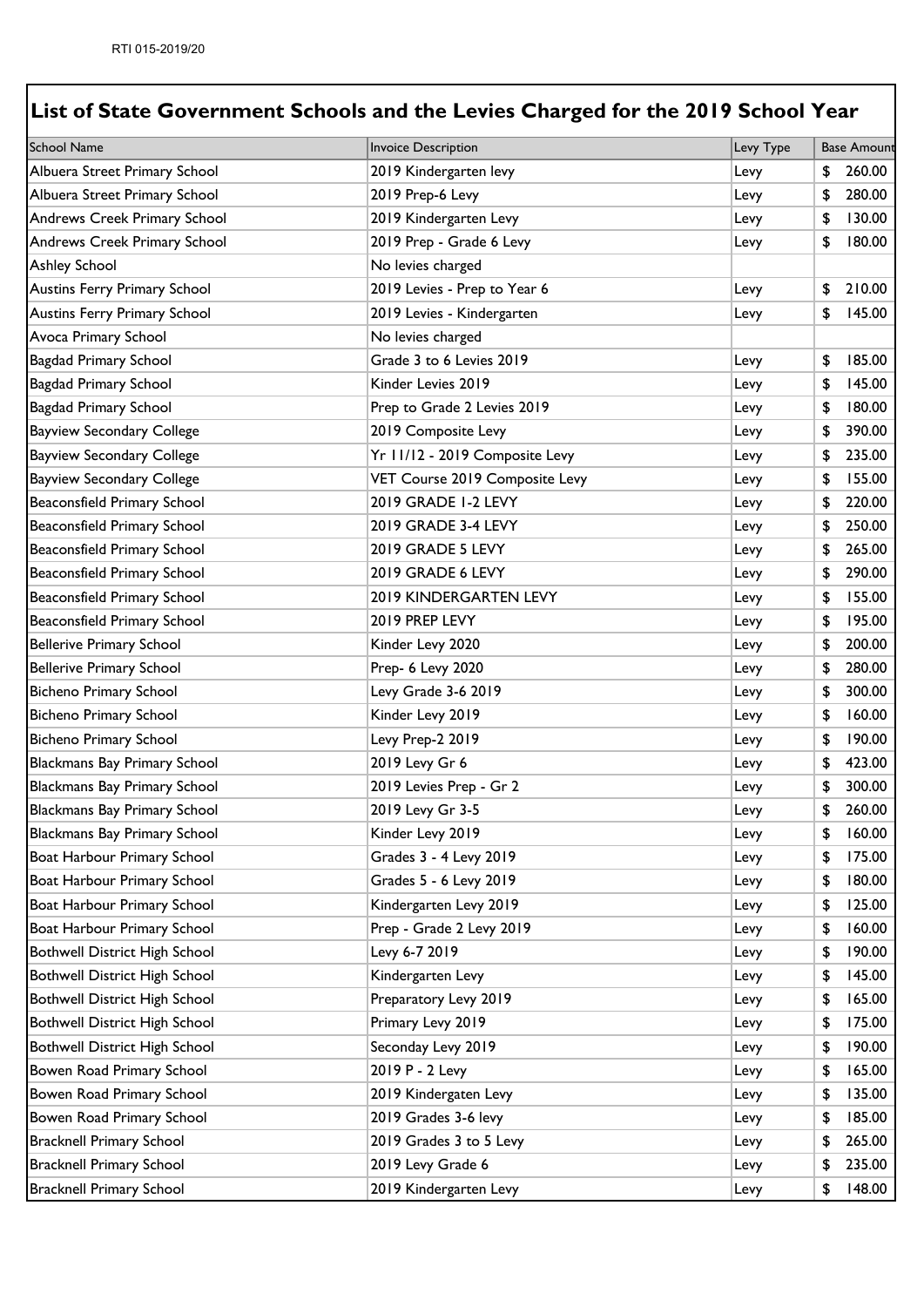RTI 015-2019/20

## List of State Government Schools and the Levies Charged for the 2019 School Year

| School Name | Invoice Description | Levy Type | Base Amount |
|---|---|---|---|
| Albuera Street Primary School | 2019 Kindergarten levy | Levy | $ 260.00 |
| Albuera Street Primary School | 2019 Prep-6 Levy | Levy | $ 280.00 |
| Andrews Creek Primary School | 2019 Kindergarten Levy | Levy | $ 130.00 |
| Andrews Creek Primary School | 2019 Prep - Grade 6 Levy | Levy | $ 180.00 |
| Ashley School | No levies charged | | |
| Austins Ferry Primary School | 2019 Levies - Prep to Year 6 | Levy | $ 210.00 |
| Austins Ferry Primary School | 2019 Levies - Kindergarten | Levy | $ 145.00 |
| Avoca Primary School | No levies charged | | |
| Bagdad Primary School | Grade 3 to 6 Levies 2019 | Levy | $ 185.00 |
| Bagdad Primary School | Kinder Levies 2019 | Levy | $ 145.00 |
| Bagdad Primary School | Prep to Grade 2 Levies 2019 | Levy | $ 180.00 |
| Bayview Secondary College | 2019 Composite Levy | Levy | $ 390.00 |
| Bayview Secondary College | Yr 11/12 - 2019 Composite Levy | Levy | $ 235.00 |
| Bayview Secondary College | VET Course 2019 Composite Levy | Levy | $ 155.00 |
| Beaconsfield Primary School | 2019 GRADE 1-2 LEVY | Levy | $ 220.00 |
| Beaconsfield Primary School | 2019 GRADE 3-4 LEVY | Levy | $ 250.00 |
| Beaconsfield Primary School | 2019 GRADE 5 LEVY | Levy | $ 265.00 |
| Beaconsfield Primary School | 2019 GRADE 6 LEVY | Levy | $ 290.00 |
| Beaconsfield Primary School | 2019 KINDERGARTEN LEVY | Levy | $ 155.00 |
| Beaconsfield Primary School | 2019 PREP LEVY | Levy | $ 195.00 |
| Bellerive Primary School | Kinder Levy 2020 | Levy | $ 200.00 |
| Bellerive Primary School | Prep- 6 Levy 2020 | Levy | $ 280.00 |
| Bicheno Primary School | Levy Grade 3-6 2019 | Levy | $ 300.00 |
| Bicheno Primary School | Kinder Levy 2019 | Levy | $ 160.00 |
| Bicheno Primary School | Levy Prep-2 2019 | Levy | $ 190.00 |
| Blackmans Bay Primary School | 2019 Levy Gr 6 | Levy | $ 423.00 |
| Blackmans Bay Primary School | 2019 Levies Prep - Gr 2 | Levy | $ 300.00 |
| Blackmans Bay Primary School | 2019 Levy Gr 3-5 | Levy | $ 260.00 |
| Blackmans Bay Primary School | Kinder Levy 2019 | Levy | $ 160.00 |
| Boat Harbour Primary School | Grades 3 - 4 Levy 2019 | Levy | $ 175.00 |
| Boat Harbour Primary School | Grades 5 - 6 Levy 2019 | Levy | $ 180.00 |
| Boat Harbour Primary School | Kindergarten Levy 2019 | Levy | $ 125.00 |
| Boat Harbour Primary School | Prep - Grade 2 Levy 2019 | Levy | $ 160.00 |
| Bothwell District High School | Levy 6-7 2019 | Levy | $ 190.00 |
| Bothwell District High School | Kindergarten Levy | Levy | $ 145.00 |
| Bothwell District High School | Preparatory Levy 2019 | Levy | $ 165.00 |
| Bothwell District High School | Primary Levy 2019 | Levy | $ 175.00 |
| Bothwell District High School | Seconday Levy 2019 | Levy | $ 190.00 |
| Bowen Road Primary School | 2019 P - 2 Levy | Levy | $ 165.00 |
| Bowen Road Primary School | 2019 Kindergaten Levy | Levy | $ 135.00 |
| Bowen Road Primary School | 2019 Grades 3-6 levy | Levy | $ 185.00 |
| Bracknell Primary School | 2019 Grades 3 to 5 Levy | Levy | $ 265.00 |
| Bracknell Primary School | 2019 Levy Grade 6 | Levy | $ 235.00 |
| Bracknell Primary School | 2019 Kindergarten Levy | Levy | $ 148.00 |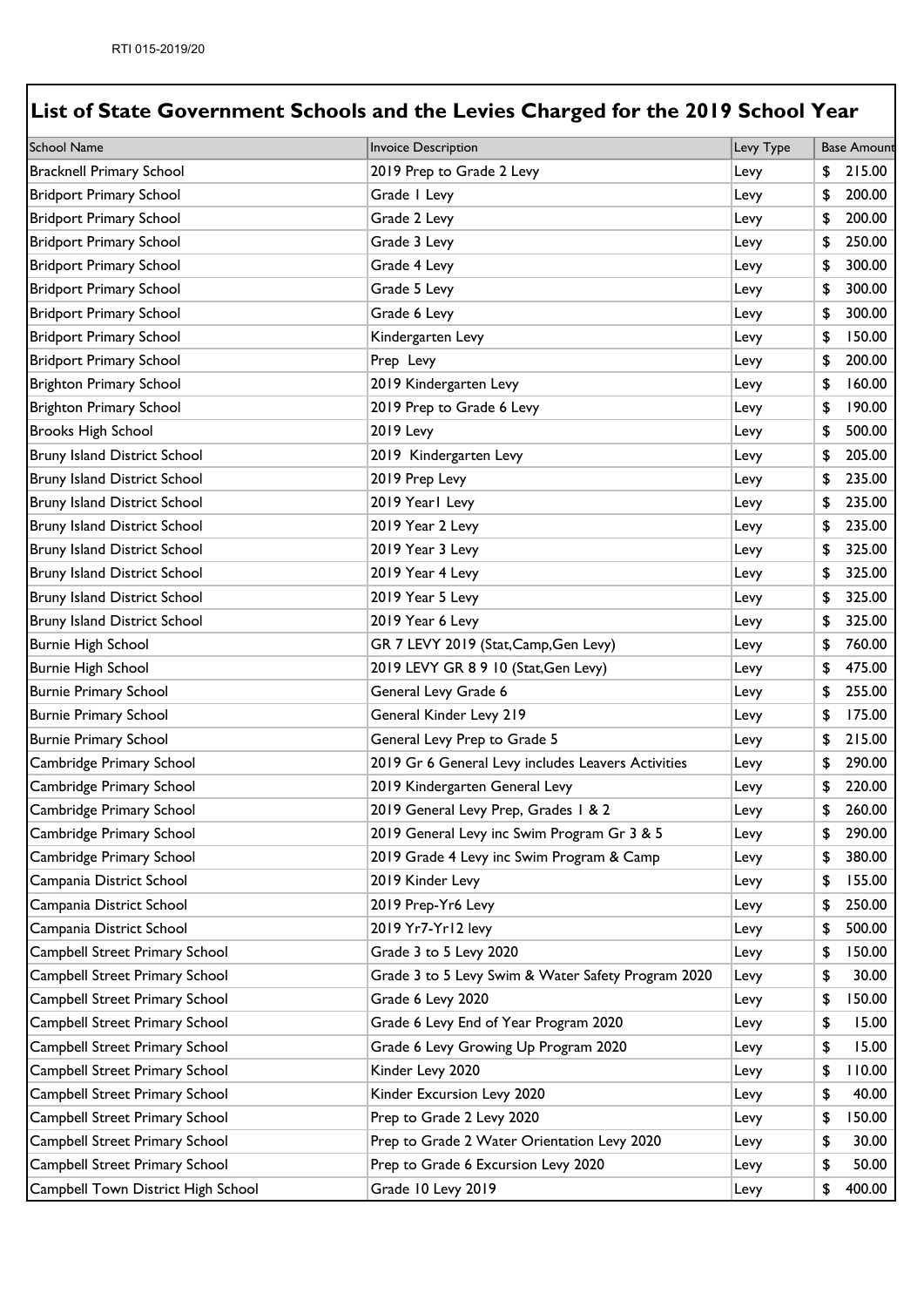## List of State Government Schools and the Levies Charged for the 2019 School Year

| School Name | Invoice Description | Levy Type | Base Amount |
|---|---|---|---|
| Bracknell Primary School | 2019 Prep to Grade 2 Levy | Levy | $ 215.00 |
| Bridport Primary School | Grade 1 Levy | Levy | $ 200.00 |
| Bridport Primary School | Grade 2 Levy | Levy | $ 200.00 |
| Bridport Primary School | Grade 3 Levy | Levy | $ 250.00 |
| Bridport Primary School | Grade 4 Levy | Levy | $ 300.00 |
| Bridport Primary School | Grade 5 Levy | Levy | $ 300.00 |
| Bridport Primary School | Grade 6 Levy | Levy | $ 300.00 |
| Bridport Primary School | Kindergarten Levy | Levy | $ 150.00 |
| Bridport Primary School | Prep Levy | Levy | $ 200.00 |
| Brighton Primary School | 2019 Kindergarten Levy | Levy | $ 160.00 |
| Brighton Primary School | 2019 Prep to Grade 6 Levy | Levy | $ 190.00 |
| Brooks High School | 2019 Levy | Levy | $ 500.00 |
| Bruny Island District School | 2019 Kindergarten Levy | Levy | $ 205.00 |
| Bruny Island District School | 2019 Prep Levy | Levy | $ 235.00 |
| Bruny Island District School | 2019 Year1 Levy | Levy | $ 235.00 |
| Bruny Island District School | 2019 Year 2 Levy | Levy | $ 235.00 |
| Bruny Island District School | 2019 Year 3 Levy | Levy | $ 325.00 |
| Bruny Island District School | 2019 Year 4 Levy | Levy | $ 325.00 |
| Bruny Island District School | 2019 Year 5 Levy | Levy | $ 325.00 |
| Bruny Island District School | 2019 Year 6 Levy | Levy | $ 325.00 |
| Burnie High School | GR 7 LEVY 2019 (Stat,Camp,Gen Levy) | Levy | $ 760.00 |
| Burnie High School | 2019 LEVY GR 8 9 10 (Stat,Gen Levy) | Levy | $ 475.00 |
| Burnie Primary School | General Levy Grade 6 | Levy | $ 255.00 |
| Burnie Primary School | General Kinder Levy 219 | Levy | $ 175.00 |
| Burnie Primary School | General Levy Prep to Grade 5 | Levy | $ 215.00 |
| Cambridge Primary School | 2019 Gr 6 General Levy includes Leavers Activities | Levy | $ 290.00 |
| Cambridge Primary School | 2019 Kindergarten General Levy | Levy | $ 220.00 |
| Cambridge Primary School | 2019 General Levy Prep, Grades 1 & 2 | Levy | $ 260.00 |
| Cambridge Primary School | 2019 General Levy inc Swim Program Gr 3 & 5 | Levy | $ 290.00 |
| Cambridge Primary School | 2019 Grade 4 Levy inc Swim Program & Camp | Levy | $ 380.00 |
| Campania District School | 2019 Kinder Levy | Levy | $ 155.00 |
| Campania District School | 2019 Prep-Yr6 Levy | Levy | $ 250.00 |
| Campania District School | 2019 Yr7-Yr12 levy | Levy | $ 500.00 |
| Campbell Street Primary School | Grade 3 to 5 Levy 2020 | Levy | $ 150.00 |
| Campbell Street Primary School | Grade 3 to 5 Levy Swim & Water Safety Program 2020 | Levy | $ 30.00 |
| Campbell Street Primary School | Grade 6 Levy 2020 | Levy | $ 150.00 |
| Campbell Street Primary School | Grade 6 Levy End of Year Program 2020 | Levy | $ 15.00 |
| Campbell Street Primary School | Grade 6 Levy Growing Up Program 2020 | Levy | $ 15.00 |
| Campbell Street Primary School | Kinder Levy 2020 | Levy | $ 110.00 |
| Campbell Street Primary School | Kinder Excursion Levy 2020 | Levy | $ 40.00 |
| Campbell Street Primary School | Prep to Grade 2 Levy 2020 | Levy | $ 150.00 |
| Campbell Street Primary School | Prep to Grade 2 Water Orientation Levy 2020 | Levy | $ 30.00 |
| Campbell Street Primary School | Prep to Grade 6 Excursion Levy 2020 | Levy | $ 50.00 |
| Campbell Town District High School | Grade 10 Levy 2019 | Levy | $ 400.00 |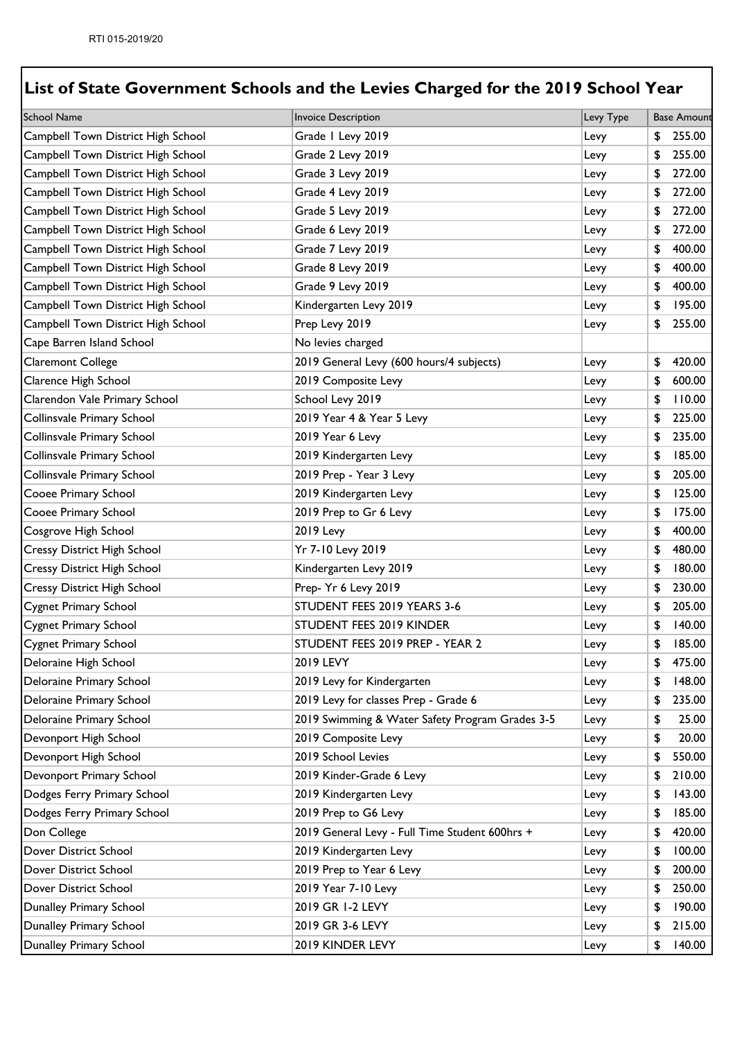## List of State Government Schools and the Levies Charged for the 2019 School Year

| School Name | Invoice Description | Levy Type | Base Amount |
|---|---|---|---|
| Campbell Town District High School | Grade 1 Levy 2019 | Levy | $ 255.00 |
| Campbell Town District High School | Grade 2 Levy 2019 | Levy | $ 255.00 |
| Campbell Town District High School | Grade 3 Levy 2019 | Levy | $ 272.00 |
| Campbell Town District High School | Grade 4 Levy 2019 | Levy | $ 272.00 |
| Campbell Town District High School | Grade 5 Levy 2019 | Levy | $ 272.00 |
| Campbell Town District High School | Grade 6 Levy 2019 | Levy | $ 272.00 |
| Campbell Town District High School | Grade 7 Levy 2019 | Levy | $ 400.00 |
| Campbell Town District High School | Grade 8 Levy 2019 | Levy | $ 400.00 |
| Campbell Town District High School | Grade 9 Levy 2019 | Levy | $ 400.00 |
| Campbell Town District High School | Kindergarten Levy 2019 | Levy | $ 195.00 |
| Campbell Town District High School | Prep Levy 2019 | Levy | $ 255.00 |
| Cape Barren Island School | No levies charged | | |
| Claremont College | 2019 General Levy (600 hours/4 subjects) | Levy | $ 420.00 |
| Clarence High School | 2019 Composite Levy | Levy | $ 600.00 |
| Clarendon Vale Primary School | School Levy 2019 | Levy | $ 110.00 |
| Collinsvale Primary School | 2019 Year 4 & Year 5 Levy | Levy | $ 225.00 |
| Collinsvale Primary School | 2019 Year 6 Levy | Levy | $ 235.00 |
| Collinsvale Primary School | 2019 Kindergarten Levy | Levy | $ 185.00 |
| Collinsvale Primary School | 2019 Prep - Year 3 Levy | Levy | $ 205.00 |
| Cooee Primary School | 2019 Kindergarten Levy | Levy | $ 125.00 |
| Cooee Primary School | 2019 Prep to Gr 6 Levy | Levy | $ 175.00 |
| Cosgrove High School | 2019 Levy | Levy | $ 400.00 |
| Cressy District High School | Yr 7-10 Levy 2019 | Levy | $ 480.00 |
| Cressy District High School | Kindergarten Levy 2019 | Levy | $ 180.00 |
| Cressy District High School | Prep- Yr 6 Levy 2019 | Levy | $ 230.00 |
| Cygnet Primary School | STUDENT FEES 2019 YEARS 3-6 | Levy | $ 205.00 |
| Cygnet Primary School | STUDENT FEES 2019 KINDER | Levy | $ 140.00 |
| Cygnet Primary School | STUDENT FEES 2019 PREP - YEAR 2 | Levy | $ 185.00 |
| Deloraine High School | 2019 LEVY | Levy | $ 475.00 |
| Deloraine Primary School | 2019 Levy for Kindergarten | Levy | $ 148.00 |
| Deloraine Primary School | 2019 Levy for classes Prep - Grade 6 | Levy | $ 235.00 |
| Deloraine Primary School | 2019 Swimming & Water Safety Program Grades 3-5 | Levy | $ 25.00 |
| Devonport High School | 2019 Composite Levy | Levy | $ 20.00 |
| Devonport High School | 2019 School Levies | Levy | $ 550.00 |
| Devonport Primary School | 2019 Kinder-Grade 6 Levy | Levy | $ 210.00 |
| Dodges Ferry Primary School | 2019 Kindergarten Levy | Levy | $ 143.00 |
| Dodges Ferry Primary School | 2019 Prep to G6 Levy | Levy | $ 185.00 |
| Don College | 2019 General Levy - Full Time Student 600hrs + | Levy | $ 420.00 |
| Dover District School | 2019 Kindergarten Levy | Levy | $ 100.00 |
| Dover District School | 2019 Prep to Year 6 Levy | Levy | $ 200.00 |
| Dover District School | 2019 Year 7-10 Levy | Levy | $ 250.00 |
| Dunalley Primary School | 2019 GR 1-2 LEVY | Levy | $ 190.00 |
| Dunalley Primary School | 2019 GR 3-6 LEVY | Levy | $ 215.00 |
| Dunalley Primary School | 2019 KINDER LEVY | Levy | $ 140.00 |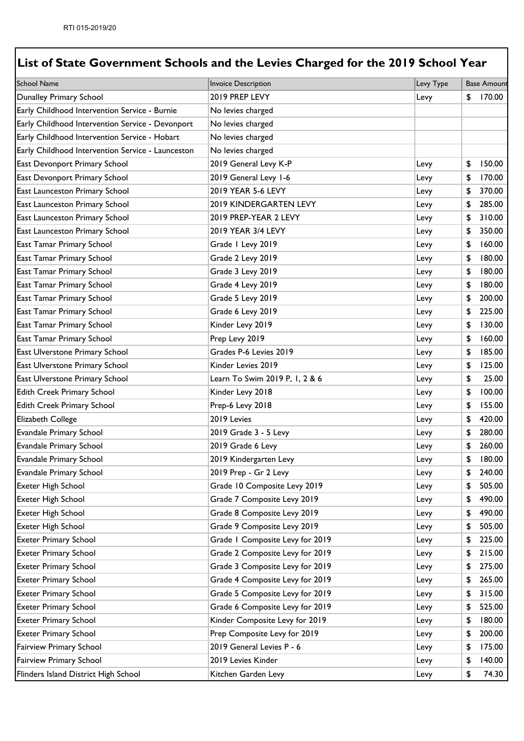RTI 015-2019/20

# List of State Government Schools and the Levies Charged for the 2019 School Year

| School Name | Invoice Description | Levy Type | Base Amount |
|---|---|---|---|
| Dunalley Primary School | 2019 PREP LEVY | Levy | $ 170.00 |
| Early Childhood Intervention Service - Burnie | No levies charged | | |
| Early Childhood Intervention Service - Devonport | No levies charged | | |
| Early Childhood Intervention Service - Hobart | No levies charged | | |
| Early Childhood Intervention Service - Launceston | No levies charged | | |
| East Devonport Primary School | 2019 General Levy K-P | Levy | $ 150.00 |
| East Devonport Primary School | 2019 General Levy 1-6 | Levy | $ 170.00 |
| East Launceston Primary School | 2019 YEAR 5-6 LEVY | Levy | $ 370.00 |
| East Launceston Primary School | 2019 KINDERGARTEN LEVY | Levy | $ 285.00 |
| East Launceston Primary School | 2019 PREP-YEAR 2 LEVY | Levy | $ 310.00 |
| East Launceston Primary School | 2019 YEAR 3/4 LEVY | Levy | $ 350.00 |
| East Tamar Primary School | Grade 1 Levy 2019 | Levy | $ 160.00 |
| East Tamar Primary School | Grade 2 Levy 2019 | Levy | $ 180.00 |
| East Tamar Primary School | Grade 3 Levy 2019 | Levy | $ 180.00 |
| East Tamar Primary School | Grade 4 Levy 2019 | Levy | $ 180.00 |
| East Tamar Primary School | Grade 5 Levy 2019 | Levy | $ 200.00 |
| East Tamar Primary School | Grade 6 Levy 2019 | Levy | $ 225.00 |
| East Tamar Primary School | Kinder Levy 2019 | Levy | $ 130.00 |
| East Tamar Primary School | Prep Levy 2019 | Levy | $ 160.00 |
| East Ulverstone Primary School | Grades P-6 Levies 2019 | Levy | $ 185.00 |
| East Ulverstone Primary School | Kinder Levies 2019 | Levy | $ 125.00 |
| East Ulverstone Primary School | Learn To Swim 2019 P, 1, 2 & 6 | Levy | $ 25.00 |
| Edith Creek Primary School | Kinder Levy 2018 | Levy | $ 100.00 |
| Edith Creek Primary School | Prep-6 Levy 2018 | Levy | $ 155.00 |
| Elizabeth College | 2019 Levies | Levy | $ 420.00 |
| Evandale Primary School | 2019 Grade 3 - 5 Levy | Levy | $ 280.00 |
| Evandale Primary School | 2019 Grade 6 Levy | Levy | $ 260.00 |
| Evandale Primary School | 2019 Kindergarten Levy | Levy | $ 180.00 |
| Evandale Primary School | 2019 Prep - Gr 2 Levy | Levy | $ 240.00 |
| Exeter High School | Grade 10 Composite Levy 2019 | Levy | $ 505.00 |
| Exeter High School | Grade 7 Composite Levy 2019 | Levy | $ 490.00 |
| Exeter High School | Grade 8 Composite Levy 2019 | Levy | $ 490.00 |
| Exeter High School | Grade 9 Composite Levy 2019 | Levy | $ 505.00 |
| Exeter Primary School | Grade 1 Composite Levy for 2019 | Levy | $ 225.00 |
| Exeter Primary School | Grade 2 Composite Levy for 2019 | Levy | $ 215.00 |
| Exeter Primary School | Grade 3 Composite Levy for 2019 | Levy | $ 275.00 |
| Exeter Primary School | Grade 4 Composite Levy for 2019 | Levy | $ 265.00 |
| Exeter Primary School | Grade 5 Composite Levy for 2019 | Levy | $ 315.00 |
| Exeter Primary School | Grade 6 Composite Levy for 2019 | Levy | $ 525.00 |
| Exeter Primary School | Kinder Composite Levy for 2019 | Levy | $ 180.00 |
| Exeter Primary School | Prep Composite Levy for 2019 | Levy | $ 200.00 |
| Fairview Primary School | 2019 General Levies P - 6 | Levy | $ 175.00 |
| Fairview Primary School | 2019 Levies Kinder | Levy | $ 140.00 |
| Flinders Island District High School | Kitchen Garden Levy | Levy | $ 74.30 |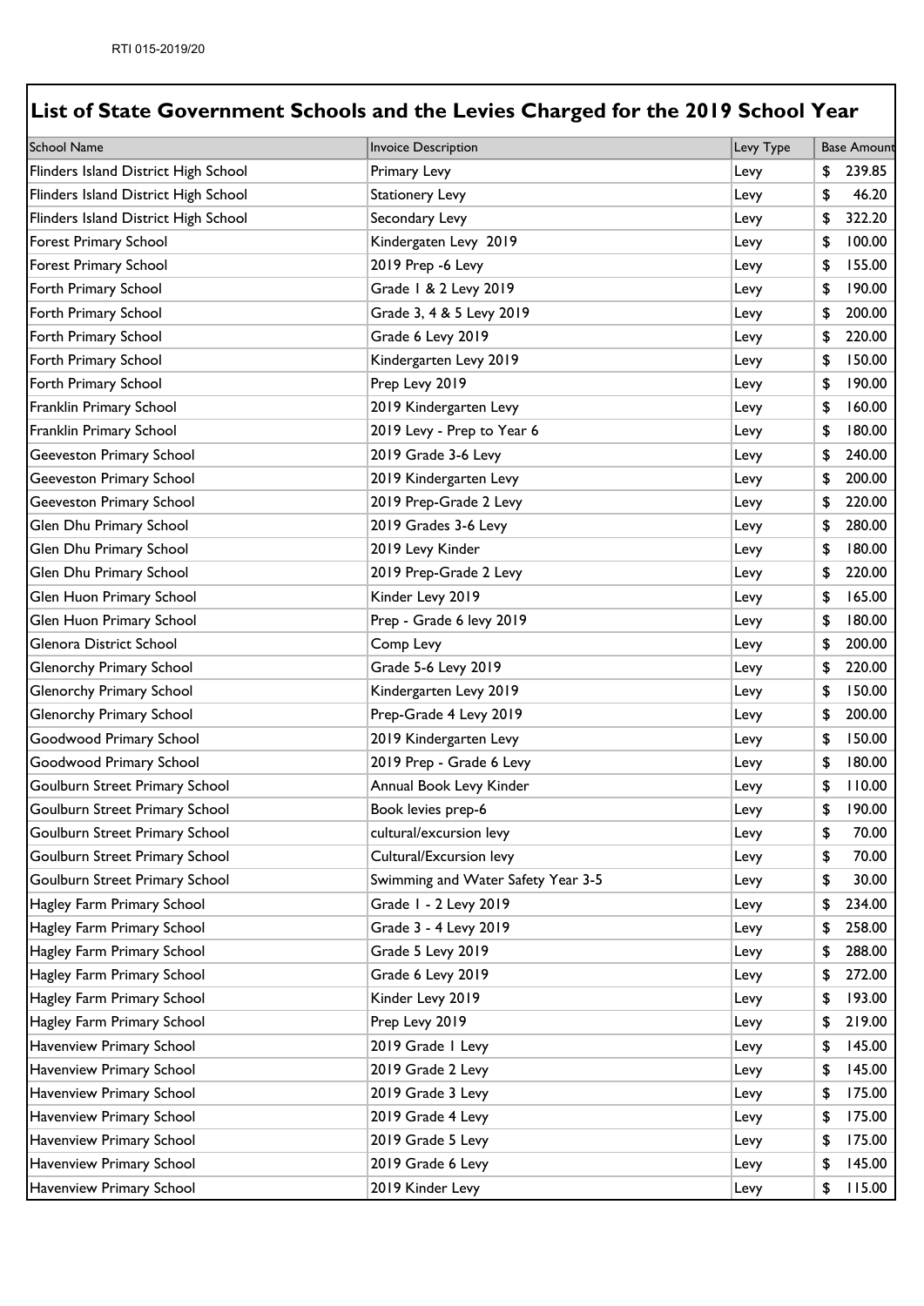RTI 015-2019/20

## List of State Government Schools and the Levies Charged for the 2019 School Year

| School Name | Invoice Description | Levy Type | Base Amount |
|---|---|---|---|
| Flinders Island District High School | Primary Levy | Levy | $ 239.85 |
| Flinders Island District High School | Stationery Levy | Levy | $ 46.20 |
| Flinders Island District High School | Secondary Levy | Levy | $ 322.20 |
| Forest Primary School | Kindergaten Levy 2019 | Levy | $ 100.00 |
| Forest Primary School | 2019 Prep -6 Levy | Levy | $ 155.00 |
| Forth Primary School | Grade 1 & 2 Levy 2019 | Levy | $ 190.00 |
| Forth Primary School | Grade 3, 4 & 5 Levy 2019 | Levy | $ 200.00 |
| Forth Primary School | Grade 6 Levy 2019 | Levy | $ 220.00 |
| Forth Primary School | Kindergarten Levy 2019 | Levy | $ 150.00 |
| Forth Primary School | Prep Levy 2019 | Levy | $ 190.00 |
| Franklin Primary School | 2019 Kindergarten Levy | Levy | $ 160.00 |
| Franklin Primary School | 2019 Levy - Prep to Year 6 | Levy | $ 180.00 |
| Geeveston Primary School | 2019 Grade 3-6 Levy | Levy | $ 240.00 |
| Geeveston Primary School | 2019 Kindergarten Levy | Levy | $ 200.00 |
| Geeveston Primary School | 2019 Prep-Grade 2 Levy | Levy | $ 220.00 |
| Glen Dhu Primary School | 2019 Grades 3-6 Levy | Levy | $ 280.00 |
| Glen Dhu Primary School | 2019 Levy Kinder | Levy | $ 180.00 |
| Glen Dhu Primary School | 2019 Prep-Grade 2 Levy | Levy | $ 220.00 |
| Glen Huon Primary School | Kinder Levy 2019 | Levy | $ 165.00 |
| Glen Huon Primary School | Prep - Grade 6 levy 2019 | Levy | $ 180.00 |
| Glenora District School | Comp Levy | Levy | $ 200.00 |
| Glenorchy Primary School | Grade 5-6 Levy 2019 | Levy | $ 220.00 |
| Glenorchy Primary School | Kindergarten Levy 2019 | Levy | $ 150.00 |
| Glenorchy Primary School | Prep-Grade 4 Levy 2019 | Levy | $ 200.00 |
| Goodwood Primary School | 2019 Kindergarten Levy | Levy | $ 150.00 |
| Goodwood Primary School | 2019 Prep - Grade 6 Levy | Levy | $ 180.00 |
| Goulburn Street Primary School | Annual Book Levy Kinder | Levy | $ 110.00 |
| Goulburn Street Primary School | Book levies prep-6 | Levy | $ 190.00 |
| Goulburn Street Primary School | cultural/excursion levy | Levy | $ 70.00 |
| Goulburn Street Primary School | Cultural/Excursion levy | Levy | $ 70.00 |
| Goulburn Street Primary School | Swimming and Water Safety Year 3-5 | Levy | $ 30.00 |
| Hagley Farm Primary School | Grade 1 - 2 Levy 2019 | Levy | $ 234.00 |
| Hagley Farm Primary School | Grade 3 - 4 Levy 2019 | Levy | $ 258.00 |
| Hagley Farm Primary School | Grade 5 Levy 2019 | Levy | $ 288.00 |
| Hagley Farm Primary School | Grade 6 Levy 2019 | Levy | $ 272.00 |
| Hagley Farm Primary School | Kinder Levy 2019 | Levy | $ 193.00 |
| Hagley Farm Primary School | Prep Levy 2019 | Levy | $ 219.00 |
| Havenview Primary School | 2019 Grade 1 Levy | Levy | $ 145.00 |
| Havenview Primary School | 2019 Grade 2 Levy | Levy | $ 145.00 |
| Havenview Primary School | 2019 Grade 3 Levy | Levy | $ 175.00 |
| Havenview Primary School | 2019 Grade 4 Levy | Levy | $ 175.00 |
| Havenview Primary School | 2019 Grade 5 Levy | Levy | $ 175.00 |
| Havenview Primary School | 2019 Grade 6 Levy | Levy | $ 145.00 |
| Havenview Primary School | 2019 Kinder Levy | Levy | $ 115.00 |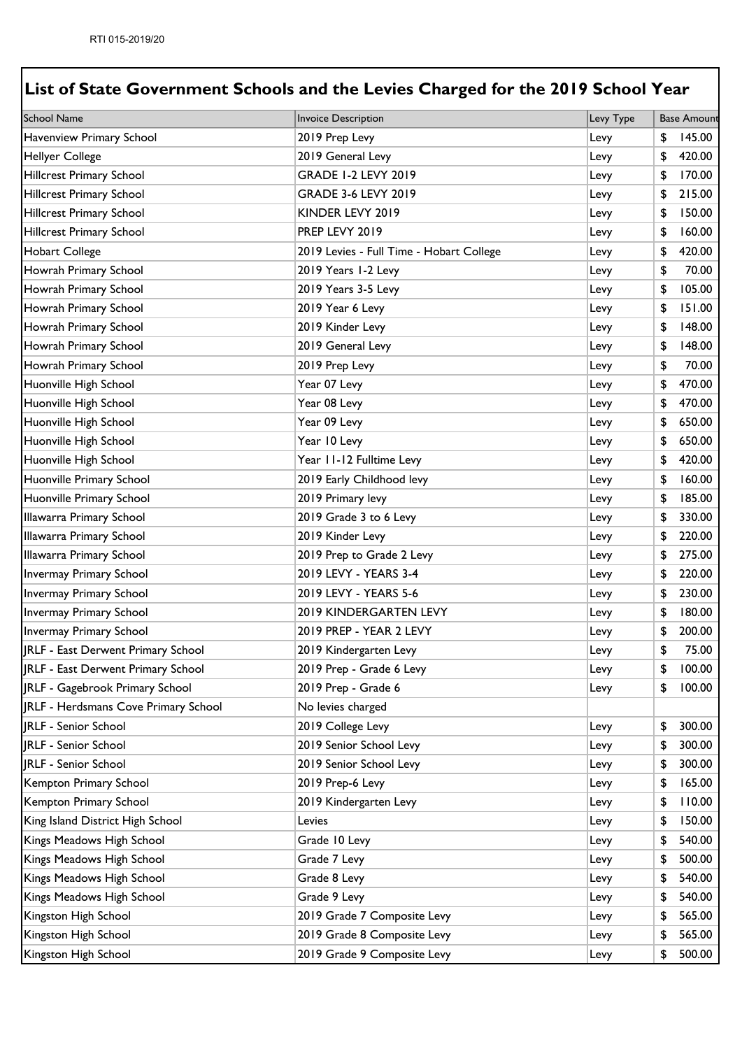RTI 015-2019/20

## List of State Government Schools and the Levies Charged for the 2019 School Year

| School Name | Invoice Description | Levy Type | Base Amount |
|---|---|---|---|
| Havenview Primary School | 2019 Prep Levy | Levy | $ 145.00 |
| Hellyer College | 2019 General Levy | Levy | $ 420.00 |
| Hillcrest Primary School | GRADE 1-2 LEVY 2019 | Levy | $ 170.00 |
| Hillcrest Primary School | GRADE 3-6 LEVY 2019 | Levy | $ 215.00 |
| Hillcrest Primary School | KINDER LEVY 2019 | Levy | $ 150.00 |
| Hillcrest Primary School | PREP LEVY 2019 | Levy | $ 160.00 |
| Hobart College | 2019 Levies - Full Time - Hobart College | Levy | $ 420.00 |
| Howrah Primary School | 2019 Years 1-2 Levy | Levy | $ 70.00 |
| Howrah Primary School | 2019 Years 3-5 Levy | Levy | $ 105.00 |
| Howrah Primary School | 2019 Year 6 Levy | Levy | $ 151.00 |
| Howrah Primary School | 2019 Kinder Levy | Levy | $ 148.00 |
| Howrah Primary School | 2019 General Levy | Levy | $ 148.00 |
| Howrah Primary School | 2019 Prep Levy | Levy | $ 70.00 |
| Huonville High School | Year 07 Levy | Levy | $ 470.00 |
| Huonville High School | Year 08 Levy | Levy | $ 470.00 |
| Huonville High School | Year 09 Levy | Levy | $ 650.00 |
| Huonville High School | Year 10 Levy | Levy | $ 650.00 |
| Huonville High School | Year 11-12 Fulltime Levy | Levy | $ 420.00 |
| Huonville Primary School | 2019 Early Childhood levy | Levy | $ 160.00 |
| Huonville Primary School | 2019 Primary levy | Levy | $ 185.00 |
| Illawarra Primary School | 2019 Grade 3 to 6 Levy | Levy | $ 330.00 |
| Illawarra Primary School | 2019 Kinder Levy | Levy | $ 220.00 |
| Illawarra Primary School | 2019 Prep to Grade 2 Levy | Levy | $ 275.00 |
| Invermay Primary School | 2019 LEVY - YEARS 3-4 | Levy | $ 220.00 |
| Invermay Primary School | 2019 LEVY - YEARS 5-6 | Levy | $ 230.00 |
| Invermay Primary School | 2019 KINDERGARTEN LEVY | Levy | $ 180.00 |
| Invermay Primary School | 2019 PREP - YEAR 2 LEVY | Levy | $ 200.00 |
| JRLF - East Derwent Primary School | 2019 Kindergarten Levy | Levy | $ 75.00 |
| JRLF - East Derwent Primary School | 2019 Prep - Grade 6 Levy | Levy | $ 100.00 |
| JRLF - Gagebrook Primary School | 2019 Prep - Grade 6 | Levy | $ 100.00 |
| JRLF - Herdsmans Cove Primary School | No levies charged | | |
| JRLF - Senior School | 2019 College Levy | Levy | $ 300.00 |
| JRLF - Senior School | 2019 Senior School Levy | Levy | $ 300.00 |
| JRLF - Senior School | 2019 Senior School Levy | Levy | $ 300.00 |
| Kempton Primary School | 2019 Prep-6 Levy | Levy | $ 165.00 |
| Kempton Primary School | 2019 Kindergarten Levy | Levy | $ 110.00 |
| King Island District High School | Levies | Levy | $ 150.00 |
| Kings Meadows High School | Grade 10 Levy | Levy | $ 540.00 |
| Kings Meadows High School | Grade 7 Levy | Levy | $ 500.00 |
| Kings Meadows High School | Grade 8 Levy | Levy | $ 540.00 |
| Kings Meadows High School | Grade 9 Levy | Levy | $ 540.00 |
| Kingston High School | 2019 Grade 7 Composite Levy | Levy | $ 565.00 |
| Kingston High School | 2019 Grade 8 Composite Levy | Levy | $ 565.00 |
| Kingston High School | 2019 Grade 9 Composite Levy | Levy | $ 500.00 |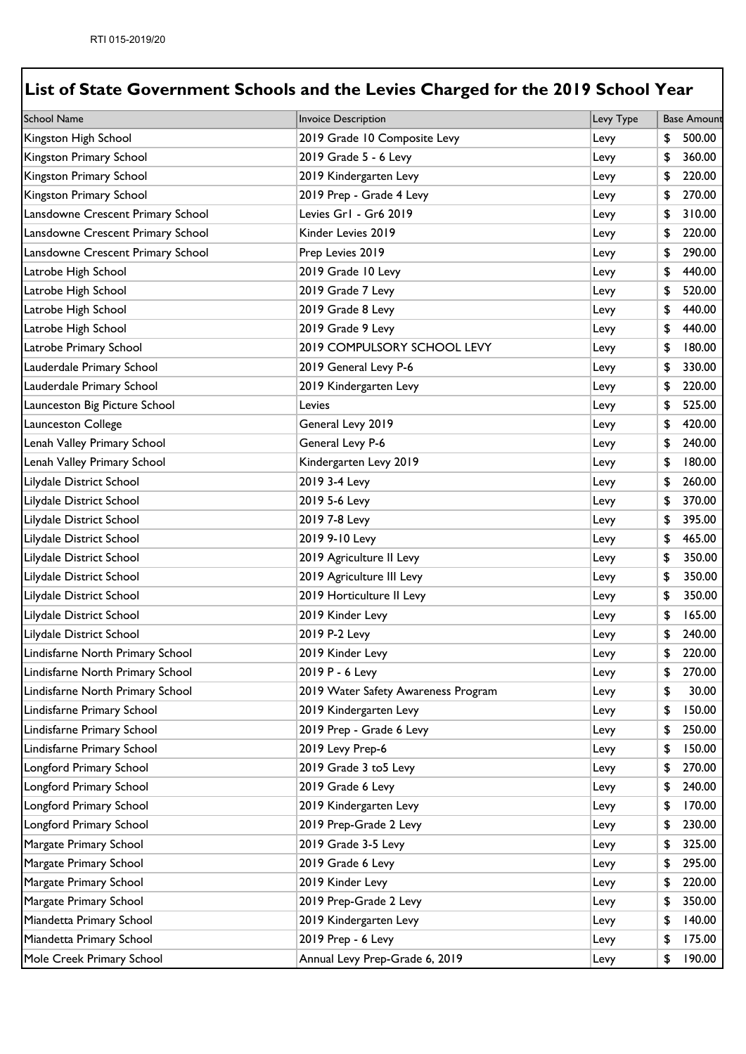RTI 015-2019/20

## List of State Government Schools and the Levies Charged for the 2019 School Year

| School Name | Invoice Description | Levy Type | Base Amount |
|---|---|---|---|
| Kingston High School | 2019 Grade 10 Composite Levy | Levy | $ 500.00 |
| Kingston Primary School | 2019 Grade 5 - 6 Levy | Levy | $ 360.00 |
| Kingston Primary School | 2019 Kindergarten Levy | Levy | $ 220.00 |
| Kingston Primary School | 2019 Prep - Grade 4 Levy | Levy | $ 270.00 |
| Lansdowne Crescent Primary School | Levies Gr1 - Gr6 2019 | Levy | $ 310.00 |
| Lansdowne Crescent Primary School | Kinder Levies 2019 | Levy | $ 220.00 |
| Lansdowne Crescent Primary School | Prep Levies 2019 | Levy | $ 290.00 |
| Latrobe High School | 2019 Grade 10 Levy | Levy | $ 440.00 |
| Latrobe High School | 2019 Grade 7 Levy | Levy | $ 520.00 |
| Latrobe High School | 2019 Grade 8 Levy | Levy | $ 440.00 |
| Latrobe High School | 2019 Grade 9 Levy | Levy | $ 440.00 |
| Latrobe Primary School | 2019 COMPULSORY SCHOOL LEVY | Levy | $ 180.00 |
| Lauderdale Primary School | 2019 General Levy P-6 | Levy | $ 330.00 |
| Lauderdale Primary School | 2019 Kindergarten Levy | Levy | $ 220.00 |
| Launceston Big Picture School | Levies | Levy | $ 525.00 |
| Launceston College | General Levy 2019 | Levy | $ 420.00 |
| Lenah Valley Primary School | General Levy P-6 | Levy | $ 240.00 |
| Lenah Valley Primary School | Kindergarten Levy 2019 | Levy | $ 180.00 |
| Lilydale District School | 2019 3-4 Levy | Levy | $ 260.00 |
| Lilydale District School | 2019 5-6 Levy | Levy | $ 370.00 |
| Lilydale District School | 2019 7-8 Levy | Levy | $ 395.00 |
| Lilydale District School | 2019 9-10 Levy | Levy | $ 465.00 |
| Lilydale District School | 2019 Agriculture II Levy | Levy | $ 350.00 |
| Lilydale District School | 2019 Agriculture III Levy | Levy | $ 350.00 |
| Lilydale District School | 2019 Horticulture II Levy | Levy | $ 350.00 |
| Lilydale District School | 2019 Kinder Levy | Levy | $ 165.00 |
| Lilydale District School | 2019 P-2 Levy | Levy | $ 240.00 |
| Lindisfarne North Primary School | 2019 Kinder Levy | Levy | $ 220.00 |
| Lindisfarne North Primary School | 2019 P - 6 Levy | Levy | $ 270.00 |
| Lindisfarne North Primary School | 2019 Water Safety Awareness Program | Levy | $ 30.00 |
| Lindisfarne Primary School | 2019 Kindergarten Levy | Levy | $ 150.00 |
| Lindisfarne Primary School | 2019 Prep - Grade 6 Levy | Levy | $ 250.00 |
| Lindisfarne Primary School | 2019 Levy Prep-6 | Levy | $ 150.00 |
| Longford Primary School | 2019 Grade 3 to5 Levy | Levy | $ 270.00 |
| Longford Primary School | 2019 Grade 6 Levy | Levy | $ 240.00 |
| Longford Primary School | 2019 Kindergarten Levy | Levy | $ 170.00 |
| Longford Primary School | 2019 Prep-Grade 2 Levy | Levy | $ 230.00 |
| Margate Primary School | 2019 Grade 3-5 Levy | Levy | $ 325.00 |
| Margate Primary School | 2019 Grade 6 Levy | Levy | $ 295.00 |
| Margate Primary School | 2019 Kinder Levy | Levy | $ 220.00 |
| Margate Primary School | 2019 Prep-Grade 2 Levy | Levy | $ 350.00 |
| Miandetta Primary School | 2019 Kindergarten Levy | Levy | $ 140.00 |
| Miandetta Primary School | 2019 Prep - 6 Levy | Levy | $ 175.00 |
| Mole Creek Primary School | Annual Levy Prep-Grade 6, 2019 | Levy | $ 190.00 |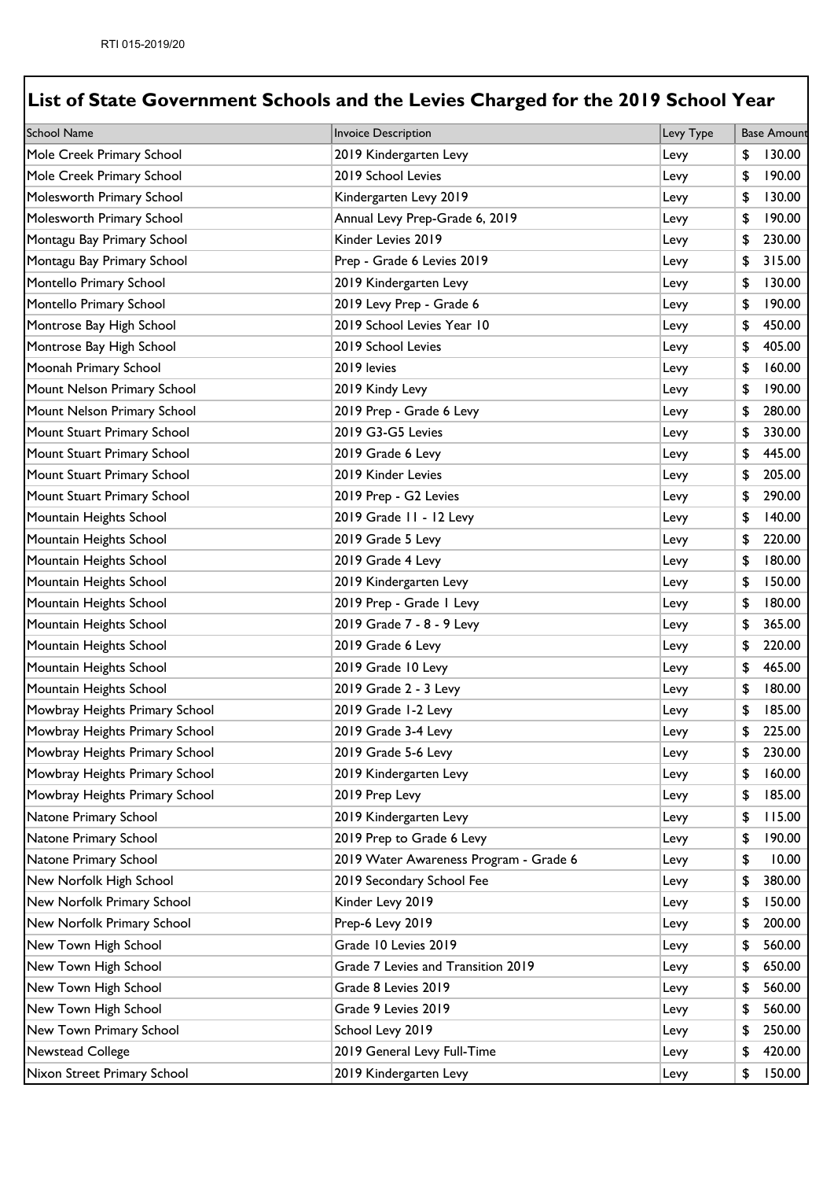RTI 015-2019/20

## List of State Government Schools and the Levies Charged for the 2019 School Year

| School Name | Invoice Description | Levy Type | Base Amount |
|---|---|---|---|
| Mole Creek Primary School | 2019 Kindergarten Levy | Levy | $ 130.00 |
| Mole Creek Primary School | 2019 School Levies | Levy | $ 190.00 |
| Molesworth Primary School | Kindergarten Levy 2019 | Levy | $ 130.00 |
| Molesworth Primary School | Annual Levy Prep-Grade 6, 2019 | Levy | $ 190.00 |
| Montagu Bay Primary School | Kinder Levies 2019 | Levy | $ 230.00 |
| Montagu Bay Primary School | Prep - Grade 6 Levies 2019 | Levy | $ 315.00 |
| Montello Primary School | 2019 Kindergarten Levy | Levy | $ 130.00 |
| Montello Primary School | 2019 Levy Prep - Grade 6 | Levy | $ 190.00 |
| Montrose Bay High School | 2019 School Levies Year 10 | Levy | $ 450.00 |
| Montrose Bay High School | 2019 School Levies | Levy | $ 405.00 |
| Moonah Primary School | 2019 levies | Levy | $ 160.00 |
| Mount Nelson Primary School | 2019 Kindy Levy | Levy | $ 190.00 |
| Mount Nelson Primary School | 2019 Prep - Grade 6 Levy | Levy | $ 280.00 |
| Mount Stuart Primary School | 2019 G3-G5 Levies | Levy | $ 330.00 |
| Mount Stuart Primary School | 2019 Grade 6 Levy | Levy | $ 445.00 |
| Mount Stuart Primary School | 2019 Kinder Levies | Levy | $ 205.00 |
| Mount Stuart Primary School | 2019 Prep - G2 Levies | Levy | $ 290.00 |
| Mountain Heights School | 2019 Grade 11 - 12 Levy | Levy | $ 140.00 |
| Mountain Heights School | 2019 Grade 5 Levy | Levy | $ 220.00 |
| Mountain Heights School | 2019 Grade 4 Levy | Levy | $ 180.00 |
| Mountain Heights School | 2019 Kindergarten Levy | Levy | $ 150.00 |
| Mountain Heights School | 2019 Prep - Grade 1 Levy | Levy | $ 180.00 |
| Mountain Heights School | 2019 Grade 7 - 8 - 9 Levy | Levy | $ 365.00 |
| Mountain Heights School | 2019 Grade 6 Levy | Levy | $ 220.00 |
| Mountain Heights School | 2019 Grade 10 Levy | Levy | $ 465.00 |
| Mountain Heights School | 2019 Grade 2 - 3 Levy | Levy | $ 180.00 |
| Mowbray Heights Primary School | 2019 Grade 1-2 Levy | Levy | $ 185.00 |
| Mowbray Heights Primary School | 2019 Grade 3-4 Levy | Levy | $ 225.00 |
| Mowbray Heights Primary School | 2019 Grade 5-6 Levy | Levy | $ 230.00 |
| Mowbray Heights Primary School | 2019 Kindergarten Levy | Levy | $ 160.00 |
| Mowbray Heights Primary School | 2019 Prep Levy | Levy | $ 185.00 |
| Natone Primary School | 2019 Kindergarten Levy | Levy | $ 115.00 |
| Natone Primary School | 2019 Prep to Grade 6 Levy | Levy | $ 190.00 |
| Natone Primary School | 2019 Water Awareness Program - Grade 6 | Levy | $ 10.00 |
| New Norfolk High School | 2019 Secondary School Fee | Levy | $ 380.00 |
| New Norfolk Primary School | Kinder Levy 2019 | Levy | $ 150.00 |
| New Norfolk Primary School | Prep-6 Levy 2019 | Levy | $ 200.00 |
| New Town High School | Grade 10 Levies 2019 | Levy | $ 560.00 |
| New Town High School | Grade 7 Levies and Transition 2019 | Levy | $ 650.00 |
| New Town High School | Grade 8 Levies 2019 | Levy | $ 560.00 |
| New Town High School | Grade 9 Levies 2019 | Levy | $ 560.00 |
| New Town Primary School | School Levy 2019 | Levy | $ 250.00 |
| Newstead College | 2019 General Levy Full-Time | Levy | $ 420.00 |
| Nixon Street Primary School | 2019 Kindergarten Levy | Levy | $ 150.00 |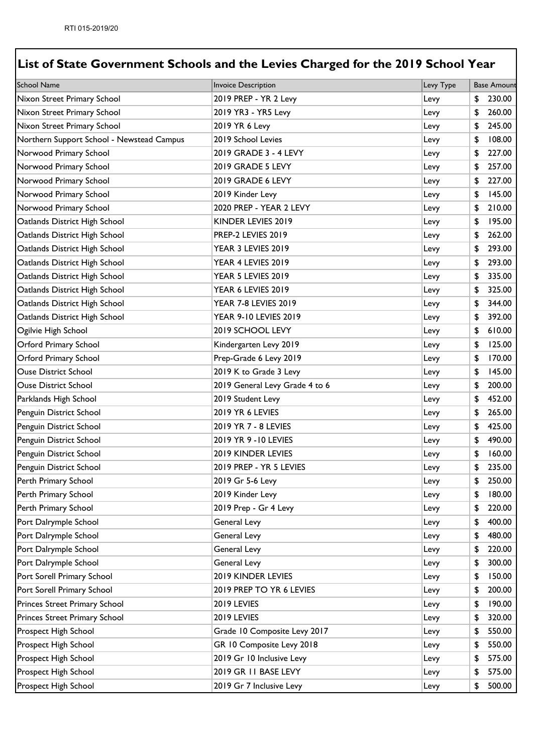RTI 015-2019/20

## List of State Government Schools and the Levies Charged for the 2019 School Year

| School Name | Invoice Description | Levy Type | Base Amount |
|---|---|---|---|
| Nixon Street Primary School | 2019 PREP - YR 2 Levy | Levy | $ 230.00 |
| Nixon Street Primary School | 2019 YR3 - YR5 Levy | Levy | $ 260.00 |
| Nixon Street Primary School | 2019 YR 6 Levy | Levy | $ 245.00 |
| Northern Support School - Newstead Campus | 2019 School Levies | Levy | $ 108.00 |
| Norwood Primary School | 2019 GRADE 3 - 4 LEVY | Levy | $ 227.00 |
| Norwood Primary School | 2019 GRADE 5 LEVY | Levy | $ 257.00 |
| Norwood Primary School | 2019 GRADE 6 LEVY | Levy | $ 227.00 |
| Norwood Primary School | 2019 Kinder Levy | Levy | $ 145.00 |
| Norwood Primary School | 2020 PREP - YEAR 2 LEVY | Levy | $ 210.00 |
| Oatlands District High School | KINDER LEVIES 2019 | Levy | $ 195.00 |
| Oatlands District High School | PREP-2 LEVIES 2019 | Levy | $ 262.00 |
| Oatlands District High School | YEAR 3 LEVIES 2019 | Levy | $ 293.00 |
| Oatlands District High School | YEAR 4 LEVIES 2019 | Levy | $ 293.00 |
| Oatlands District High School | YEAR 5 LEVIES 2019 | Levy | $ 335.00 |
| Oatlands District High School | YEAR 6 LEVIES 2019 | Levy | $ 325.00 |
| Oatlands District High School | YEAR 7-8 LEVIES 2019 | Levy | $ 344.00 |
| Oatlands District High School | YEAR 9-10 LEVIES 2019 | Levy | $ 392.00 |
| Ogilvie High School | 2019 SCHOOL LEVY | Levy | $ 610.00 |
| Orford Primary School | Kindergarten Levy 2019 | Levy | $ 125.00 |
| Orford Primary School | Prep-Grade 6 Levy 2019 | Levy | $ 170.00 |
| Ouse District School | 2019 K to Grade 3 Levy | Levy | $ 145.00 |
| Ouse District School | 2019 General Levy Grade 4 to 6 | Levy | $ 200.00 |
| Parklands High School | 2019 Student Levy | Levy | $ 452.00 |
| Penguin District School | 2019 YR 6 LEVIES | Levy | $ 265.00 |
| Penguin District School | 2019 YR 7 - 8 LEVIES | Levy | $ 425.00 |
| Penguin District School | 2019 YR 9 -10 LEVIES | Levy | $ 490.00 |
| Penguin District School | 2019 KINDER LEVIES | Levy | $ 160.00 |
| Penguin District School | 2019 PREP - YR 5 LEVIES | Levy | $ 235.00 |
| Perth Primary School | 2019 Gr 5-6 Levy | Levy | $ 250.00 |
| Perth Primary School | 2019 Kinder Levy | Levy | $ 180.00 |
| Perth Primary School | 2019 Prep - Gr 4 Levy | Levy | $ 220.00 |
| Port Dalrymple School | General Levy | Levy | $ 400.00 |
| Port Dalrymple School | General Levy | Levy | $ 480.00 |
| Port Dalrymple School | General Levy | Levy | $ 220.00 |
| Port Dalrymple School | General Levy | Levy | $ 300.00 |
| Port Sorell Primary School | 2019 KINDER LEVIES | Levy | $ 150.00 |
| Port Sorell Primary School | 2019 PREP TO YR 6 LEVIES | Levy | $ 200.00 |
| Princes Street Primary School | 2019 LEVIES | Levy | $ 190.00 |
| Princes Street Primary School | 2019 LEVIES | Levy | $ 320.00 |
| Prospect High School | Grade 10 Composite Levy 2017 | Levy | $ 550.00 |
| Prospect High School | GR 10 Composite Levy 2018 | Levy | $ 550.00 |
| Prospect High School | 2019 Gr 10 Inclusive Levy | Levy | $ 575.00 |
| Prospect High School | 2019 GR 11 BASE LEVY | Levy | $ 575.00 |
| Prospect High School | 2019 Gr 7 Inclusive Levy | Levy | $ 500.00 |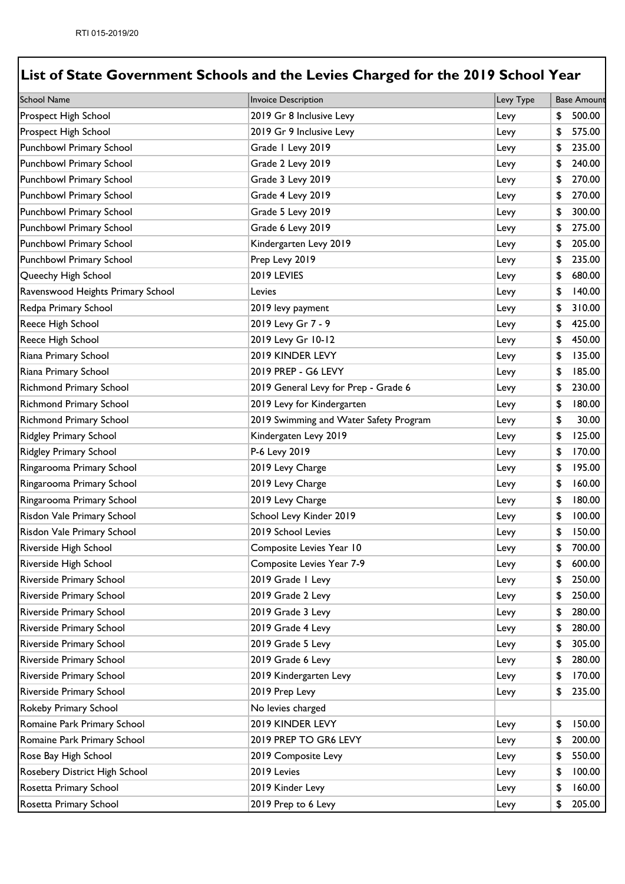## List of State Government Schools and the Levies Charged for the 2019 School Year

| School Name | Invoice Description | Levy Type | Base Amount |
|---|---|---|---|
| Prospect High School | 2019 Gr 8 Inclusive Levy | Levy | $ 500.00 |
| Prospect High School | 2019 Gr 9 Inclusive Levy | Levy | $ 575.00 |
| Punchbowl Primary School | Grade 1 Levy 2019 | Levy | $ 235.00 |
| Punchbowl Primary School | Grade 2 Levy 2019 | Levy | $ 240.00 |
| Punchbowl Primary School | Grade 3 Levy 2019 | Levy | $ 270.00 |
| Punchbowl Primary School | Grade 4 Levy 2019 | Levy | $ 270.00 |
| Punchbowl Primary School | Grade 5 Levy 2019 | Levy | $ 300.00 |
| Punchbowl Primary School | Grade 6 Levy 2019 | Levy | $ 275.00 |
| Punchbowl Primary School | Kindergarten Levy 2019 | Levy | $ 205.00 |
| Punchbowl Primary School | Prep Levy 2019 | Levy | $ 235.00 |
| Queechy High School | 2019 LEVIES | Levy | $ 680.00 |
| Ravenswood Heights Primary School | Levies | Levy | $ 140.00 |
| Redpa Primary School | 2019 levy payment | Levy | $ 310.00 |
| Reece High School | 2019 Levy Gr 7 - 9 | Levy | $ 425.00 |
| Reece High School | 2019 Levy Gr 10-12 | Levy | $ 450.00 |
| Riana Primary School | 2019 KINDER LEVY | Levy | $ 135.00 |
| Riana Primary School | 2019 PREP - G6 LEVY | Levy | $ 185.00 |
| Richmond Primary School | 2019 General Levy for Prep - Grade 6 | Levy | $ 230.00 |
| Richmond Primary School | 2019 Levy for Kindergarten | Levy | $ 180.00 |
| Richmond Primary School | 2019 Swimming and Water Safety Program | Levy | $ 30.00 |
| Ridgley Primary School | Kindergaten Levy 2019 | Levy | $ 125.00 |
| Ridgley Primary School | P-6 Levy 2019 | Levy | $ 170.00 |
| Ringarooma Primary School | 2019 Levy Charge | Levy | $ 195.00 |
| Ringarooma Primary School | 2019 Levy Charge | Levy | $ 160.00 |
| Ringarooma Primary School | 2019 Levy Charge | Levy | $ 180.00 |
| Risdon Vale Primary School | School Levy Kinder 2019 | Levy | $ 100.00 |
| Risdon Vale Primary School | 2019 School Levies | Levy | $ 150.00 |
| Riverside High School | Composite Levies Year 10 | Levy | $ 700.00 |
| Riverside High School | Composite Levies Year 7-9 | Levy | $ 600.00 |
| Riverside Primary School | 2019 Grade 1 Levy | Levy | $ 250.00 |
| Riverside Primary School | 2019 Grade 2 Levy | Levy | $ 250.00 |
| Riverside Primary School | 2019 Grade 3 Levy | Levy | $ 280.00 |
| Riverside Primary School | 2019 Grade 4 Levy | Levy | $ 280.00 |
| Riverside Primary School | 2019 Grade 5 Levy | Levy | $ 305.00 |
| Riverside Primary School | 2019 Grade 6 Levy | Levy | $ 280.00 |
| Riverside Primary School | 2019 Kindergarten Levy | Levy | $ 170.00 |
| Riverside Primary School | 2019 Prep Levy | Levy | $ 235.00 |
| Rokeby Primary School | No levies charged | | |
| Romaine Park Primary School | 2019 KINDER LEVY | Levy | $ 150.00 |
| Romaine Park Primary School | 2019 PREP TO GR6 LEVY | Levy | $ 200.00 |
| Rose Bay High School | 2019 Composite Levy | Levy | $ 550.00 |
| Rosebery District High School | 2019 Levies | Levy | $ 100.00 |
| Rosetta Primary School | 2019 Kinder Levy | Levy | $ 160.00 |
| Rosetta Primary School | 2019 Prep to 6 Levy | Levy | $ 205.00 |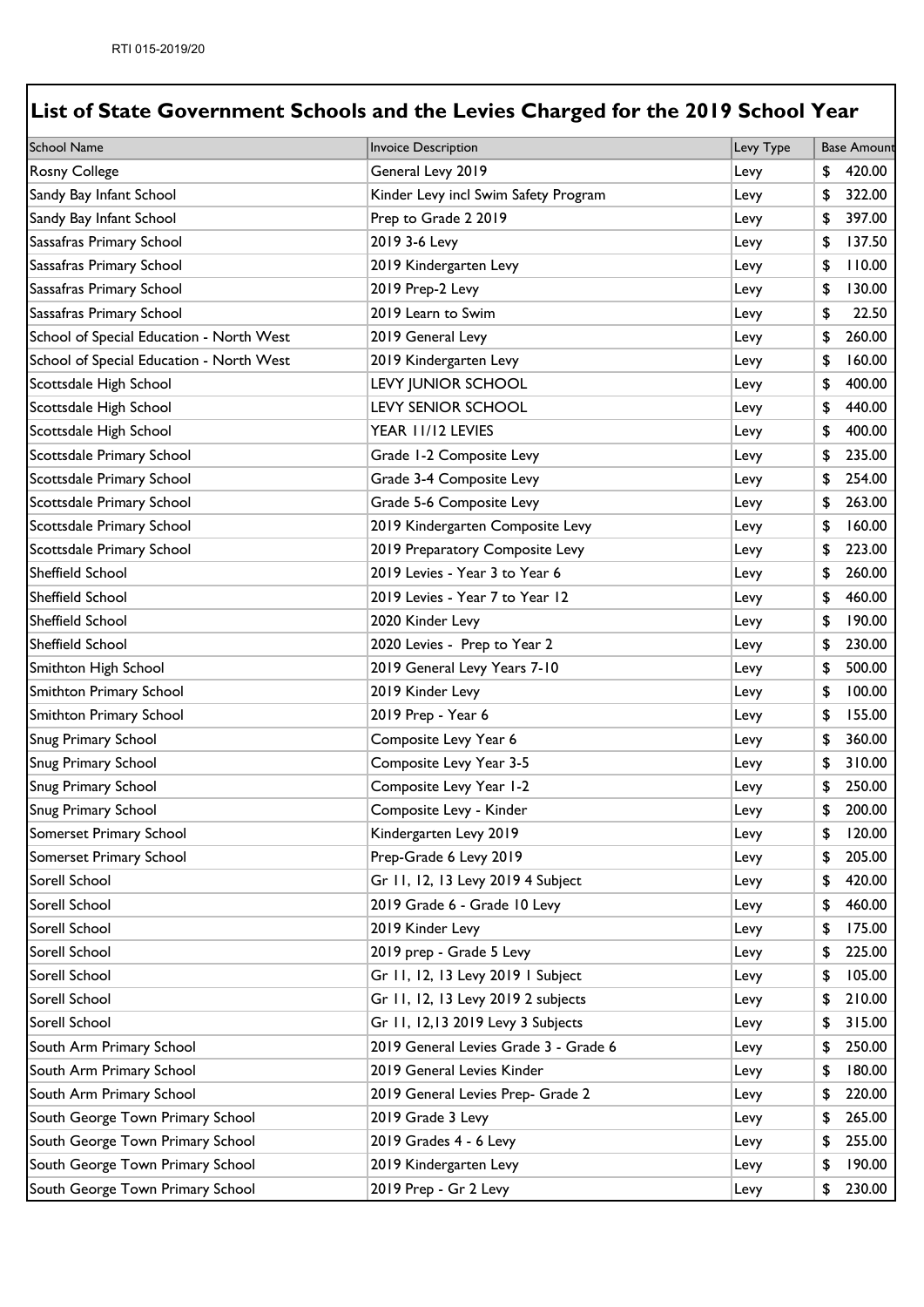RTI 015-2019/20

## List of State Government Schools and the Levies Charged for the 2019 School Year

| School Name | Invoice Description | Levy Type | Base Amount |
|---|---|---|---|
| Rosny College | General Levy 2019 | Levy | $ 420.00 |
| Sandy Bay Infant School | Kinder Levy incl Swim Safety Program | Levy | $ 322.00 |
| Sandy Bay Infant School | Prep to Grade 2 2019 | Levy | $ 397.00 |
| Sassafras Primary School | 2019 3-6 Levy | Levy | $ 137.50 |
| Sassafras Primary School | 2019 Kindergarten Levy | Levy | $ 110.00 |
| Sassafras Primary School | 2019 Prep-2 Levy | Levy | $ 130.00 |
| Sassafras Primary School | 2019 Learn to Swim | Levy | $ 22.50 |
| School of Special Education - North West | 2019 General Levy | Levy | $ 260.00 |
| School of Special Education - North West | 2019 Kindergarten Levy | Levy | $ 160.00 |
| Scottsdale High School | LEVY JUNIOR SCHOOL | Levy | $ 400.00 |
| Scottsdale High School | LEVY SENIOR SCHOOL | Levy | $ 440.00 |
| Scottsdale High School | YEAR 11/12 LEVIES | Levy | $ 400.00 |
| Scottsdale Primary School | Grade 1-2 Composite Levy | Levy | $ 235.00 |
| Scottsdale Primary School | Grade 3-4 Composite Levy | Levy | $ 254.00 |
| Scottsdale Primary School | Grade 5-6 Composite Levy | Levy | $ 263.00 |
| Scottsdale Primary School | 2019 Kindergarten Composite Levy | Levy | $ 160.00 |
| Scottsdale Primary School | 2019 Preparatory Composite Levy | Levy | $ 223.00 |
| Sheffield School | 2019 Levies - Year 3 to Year 6 | Levy | $ 260.00 |
| Sheffield School | 2019 Levies - Year 7 to Year 12 | Levy | $ 460.00 |
| Sheffield School | 2020 Kinder Levy | Levy | $ 190.00 |
| Sheffield School | 2020 Levies - Prep to Year 2 | Levy | $ 230.00 |
| Smithton High School | 2019 General Levy Years 7-10 | Levy | $ 500.00 |
| Smithton Primary School | 2019 Kinder Levy | Levy | $ 100.00 |
| Smithton Primary School | 2019 Prep - Year 6 | Levy | $ 155.00 |
| Snug Primary School | Composite Levy Year 6 | Levy | $ 360.00 |
| Snug Primary School | Composite Levy Year 3-5 | Levy | $ 310.00 |
| Snug Primary School | Composite Levy Year 1-2 | Levy | $ 250.00 |
| Snug Primary School | Composite Levy - Kinder | Levy | $ 200.00 |
| Somerset Primary School | Kindergarten Levy 2019 | Levy | $ 120.00 |
| Somerset Primary School | Prep-Grade 6 Levy 2019 | Levy | $ 205.00 |
| Sorell School | Gr 11, 12, 13 Levy 2019 4 Subject | Levy | $ 420.00 |
| Sorell School | 2019 Grade 6 - Grade 10 Levy | Levy | $ 460.00 |
| Sorell School | 2019 Kinder Levy | Levy | $ 175.00 |
| Sorell School | 2019 prep - Grade 5 Levy | Levy | $ 225.00 |
| Sorell School | Gr 11, 12, 13 Levy 2019 1 Subject | Levy | $ 105.00 |
| Sorell School | Gr 11, 12, 13 Levy 2019 2 subjects | Levy | $ 210.00 |
| Sorell School | Gr 11, 12,13 2019 Levy 3 Subjects | Levy | $ 315.00 |
| South Arm Primary School | 2019 General Levies Grade 3 - Grade 6 | Levy | $ 250.00 |
| South Arm Primary School | 2019 General Levies Kinder | Levy | $ 180.00 |
| South Arm Primary School | 2019 General Levies Prep- Grade 2 | Levy | $ 220.00 |
| South George Town Primary School | 2019 Grade 3 Levy | Levy | $ 265.00 |
| South George Town Primary School | 2019 Grades 4 - 6 Levy | Levy | $ 255.00 |
| South George Town Primary School | 2019 Kindergarten Levy | Levy | $ 190.00 |
| South George Town Primary School | 2019 Prep - Gr 2 Levy | Levy | $ 230.00 |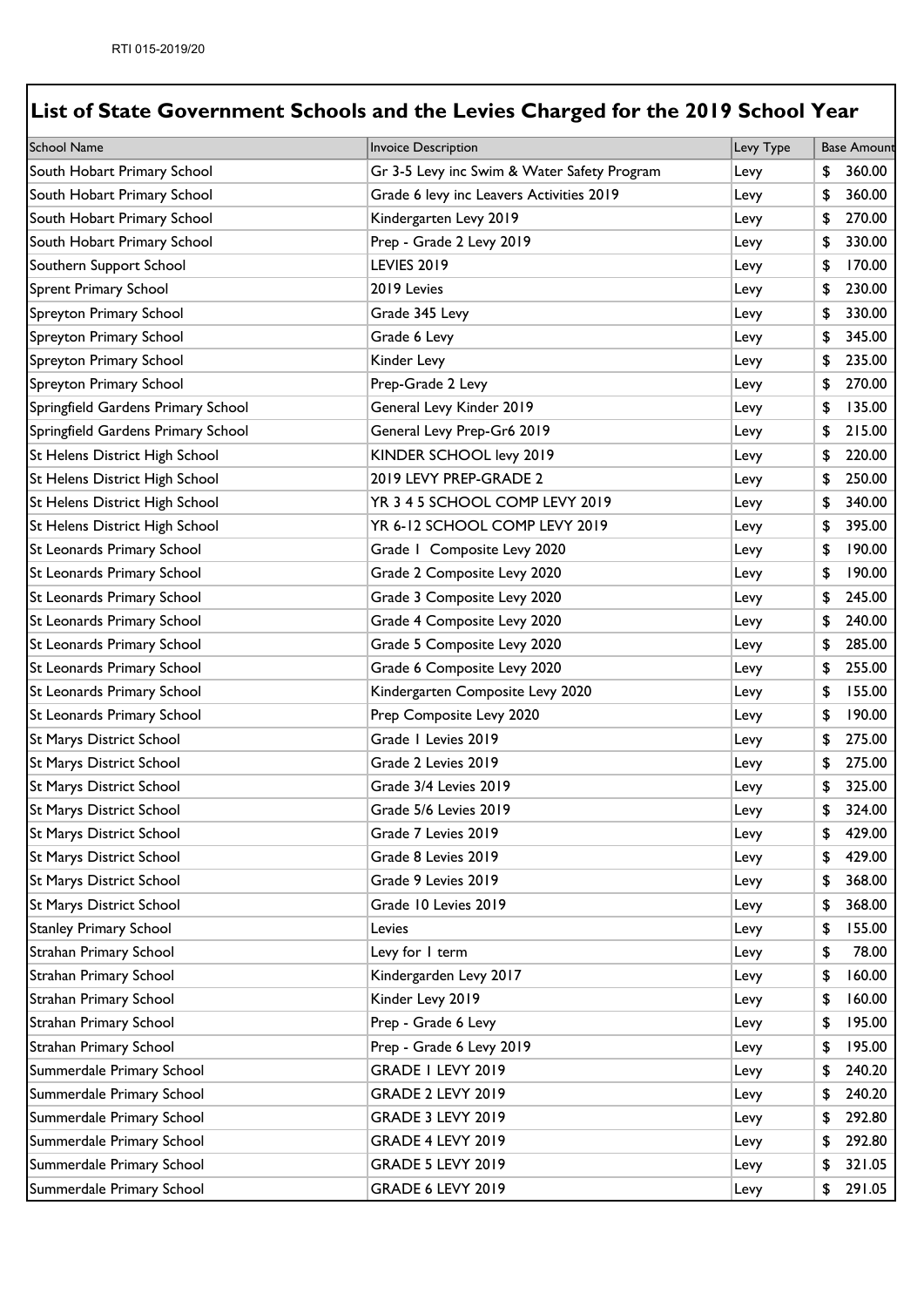## List of State Government Schools and the Levies Charged for the 2019 School Year

| School Name | Invoice Description | Levy Type | Base Amount |
|---|---|---|---|
| South Hobart Primary School | Gr 3-5 Levy inc Swim & Water Safety Program | Levy | $ 360.00 |
| South Hobart Primary School | Grade 6 levy inc Leavers Activities 2019 | Levy | $ 360.00 |
| South Hobart Primary School | Kindergarten Levy 2019 | Levy | $ 270.00 |
| South Hobart Primary School | Prep - Grade 2 Levy 2019 | Levy | $ 330.00 |
| Southern Support School | LEVIES 2019 | Levy | $ 170.00 |
| Sprent Primary School | 2019 Levies | Levy | $ 230.00 |
| Spreyton Primary School | Grade 345 Levy | Levy | $ 330.00 |
| Spreyton Primary School | Grade 6 Levy | Levy | $ 345.00 |
| Spreyton Primary School | Kinder Levy | Levy | $ 235.00 |
| Spreyton Primary School | Prep-Grade 2 Levy | Levy | $ 270.00 |
| Springfield Gardens Primary School | General Levy Kinder 2019 | Levy | $ 135.00 |
| Springfield Gardens Primary School | General Levy Prep-Gr6 2019 | Levy | $ 215.00 |
| St Helens District High School | KINDER SCHOOL levy 2019 | Levy | $ 220.00 |
| St Helens District High School | 2019 LEVY PREP-GRADE 2 | Levy | $ 250.00 |
| St Helens District High School | YR 3 4 5 SCHOOL COMP LEVY 2019 | Levy | $ 340.00 |
| St Helens District High School | YR 6-12 SCHOOL COMP LEVY 2019 | Levy | $ 395.00 |
| St Leonards Primary School | Grade 1 Composite Levy 2020 | Levy | $ 190.00 |
| St Leonards Primary School | Grade 2 Composite Levy 2020 | Levy | $ 190.00 |
| St Leonards Primary School | Grade 3 Composite Levy 2020 | Levy | $ 245.00 |
| St Leonards Primary School | Grade 4 Composite Levy 2020 | Levy | $ 240.00 |
| St Leonards Primary School | Grade 5 Composite Levy 2020 | Levy | $ 285.00 |
| St Leonards Primary School | Grade 6 Composite Levy 2020 | Levy | $ 255.00 |
| St Leonards Primary School | Kindergarten Composite Levy 2020 | Levy | $ 155.00 |
| St Leonards Primary School | Prep Composite Levy 2020 | Levy | $ 190.00 |
| St Marys District School | Grade 1 Levies 2019 | Levy | $ 275.00 |
| St Marys District School | Grade 2 Levies 2019 | Levy | $ 275.00 |
| St Marys District School | Grade 3/4 Levies 2019 | Levy | $ 325.00 |
| St Marys District School | Grade 5/6 Levies 2019 | Levy | $ 324.00 |
| St Marys District School | Grade 7 Levies 2019 | Levy | $ 429.00 |
| St Marys District School | Grade 8 Levies 2019 | Levy | $ 429.00 |
| St Marys District School | Grade 9 Levies 2019 | Levy | $ 368.00 |
| St Marys District School | Grade 10 Levies 2019 | Levy | $ 368.00 |
| Stanley Primary School | Levies | Levy | $ 155.00 |
| Strahan Primary School | Levy for 1 term | Levy | $ 78.00 |
| Strahan Primary School | Kindergarden Levy 2017 | Levy | $ 160.00 |
| Strahan Primary School | Kinder Levy 2019 | Levy | $ 160.00 |
| Strahan Primary School | Prep - Grade 6 Levy | Levy | $ 195.00 |
| Strahan Primary School | Prep - Grade 6 Levy 2019 | Levy | $ 195.00 |
| Summerdale Primary School | GRADE 1 LEVY 2019 | Levy | $ 240.20 |
| Summerdale Primary School | GRADE 2 LEVY 2019 | Levy | $ 240.20 |
| Summerdale Primary School | GRADE 3 LEVY 2019 | Levy | $ 292.80 |
| Summerdale Primary School | GRADE 4 LEVY 2019 | Levy | $ 292.80 |
| Summerdale Primary School | GRADE 5 LEVY 2019 | Levy | $ 321.05 |
| Summerdale Primary School | GRADE 6 LEVY 2019 | Levy | $ 291.05 |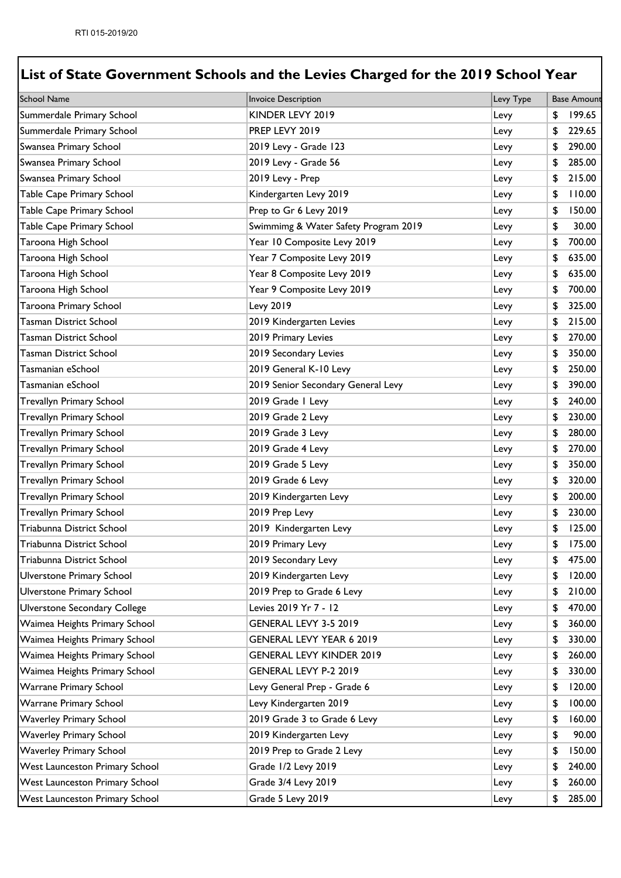## List of State Government Schools and the Levies Charged for the 2019 School Year

| School Name | Invoice Description | Levy Type | Base Amount |
|---|---|---|---|
| Summerdale Primary School | KINDER LEVY 2019 | Levy | $ 199.65 |
| Summerdale Primary School | PREP LEVY 2019 | Levy | $ 229.65 |
| Swansea Primary School | 2019 Levy - Grade 123 | Levy | $ 290.00 |
| Swansea Primary School | 2019 Levy - Grade 56 | Levy | $ 285.00 |
| Swansea Primary School | 2019 Levy - Prep | Levy | $ 215.00 |
| Table Cape Primary School | Kindergarten Levy 2019 | Levy | $ 110.00 |
| Table Cape Primary School | Prep to Gr 6 Levy 2019 | Levy | $ 150.00 |
| Table Cape Primary School | Swimmimg & Water Safety Program 2019 | Levy | $ 30.00 |
| Taroona High School | Year 10 Composite Levy 2019 | Levy | $ 700.00 |
| Taroona High School | Year 7 Composite Levy 2019 | Levy | $ 635.00 |
| Taroona High School | Year 8 Composite Levy 2019 | Levy | $ 635.00 |
| Taroona High School | Year 9 Composite Levy 2019 | Levy | $ 700.00 |
| Taroona Primary School | Levy 2019 | Levy | $ 325.00 |
| Tasman District School | 2019 Kindergarten Levies | Levy | $ 215.00 |
| Tasman District School | 2019 Primary Levies | Levy | $ 270.00 |
| Tasman District School | 2019 Secondary Levies | Levy | $ 350.00 |
| Tasmanian eSchool | 2019 General K-10 Levy | Levy | $ 250.00 |
| Tasmanian eSchool | 2019 Senior Secondary General Levy | Levy | $ 390.00 |
| Trevallyn Primary School | 2019 Grade 1 Levy | Levy | $ 240.00 |
| Trevallyn Primary School | 2019 Grade 2 Levy | Levy | $ 230.00 |
| Trevallyn Primary School | 2019 Grade 3 Levy | Levy | $ 280.00 |
| Trevallyn Primary School | 2019 Grade 4 Levy | Levy | $ 270.00 |
| Trevallyn Primary School | 2019 Grade 5 Levy | Levy | $ 350.00 |
| Trevallyn Primary School | 2019 Grade 6 Levy | Levy | $ 320.00 |
| Trevallyn Primary School | 2019 Kindergarten Levy | Levy | $ 200.00 |
| Trevallyn Primary School | 2019 Prep Levy | Levy | $ 230.00 |
| Triabunna District School | 2019 Kindergarten Levy | Levy | $ 125.00 |
| Triabunna District School | 2019 Primary Levy | Levy | $ 175.00 |
| Triabunna District School | 2019 Secondary Levy | Levy | $ 475.00 |
| Ulverstone Primary School | 2019 Kindergarten Levy | Levy | $ 120.00 |
| Ulverstone Primary School | 2019 Prep to Grade 6 Levy | Levy | $ 210.00 |
| Ulverstone Secondary College | Levies 2019 Yr 7 - 12 | Levy | $ 470.00 |
| Waimea Heights Primary School | GENERAL LEVY 3-5 2019 | Levy | $ 360.00 |
| Waimea Heights Primary School | GENERAL LEVY YEAR 6 2019 | Levy | $ 330.00 |
| Waimea Heights Primary School | GENERAL LEVY KINDER 2019 | Levy | $ 260.00 |
| Waimea Heights Primary School | GENERAL LEVY P-2 2019 | Levy | $ 330.00 |
| Warrane Primary School | Levy General Prep - Grade 6 | Levy | $ 120.00 |
| Warrane Primary School | Levy Kindergarten 2019 | Levy | $ 100.00 |
| Waverley Primary School | 2019 Grade 3 to Grade 6 Levy | Levy | $ 160.00 |
| Waverley Primary School | 2019 Kindergarten Levy | Levy | $ 90.00 |
| Waverley Primary School | 2019 Prep to Grade 2 Levy | Levy | $ 150.00 |
| West Launceston Primary School | Grade 1/2 Levy 2019 | Levy | $ 240.00 |
| West Launceston Primary School | Grade 3/4 Levy 2019 | Levy | $ 260.00 |
| West Launceston Primary School | Grade 5 Levy 2019 | Levy | $ 285.00 |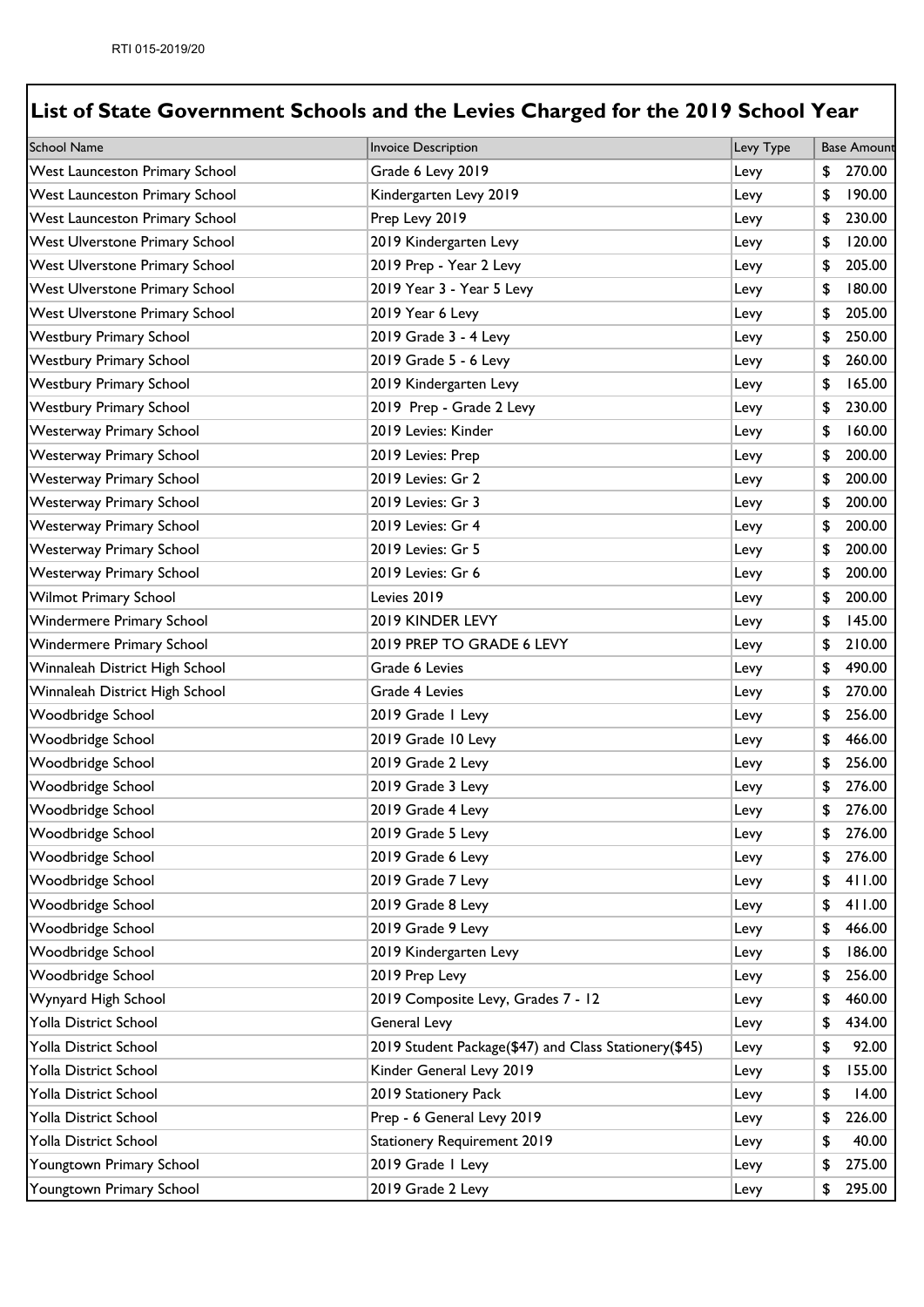RTI 015-2019/20

## List of State Government Schools and the Levies Charged for the 2019 School Year

| School Name | Invoice Description | Levy Type | Base Amount |
|---|---|---|---|
| West Launceston Primary School | Grade 6 Levy 2019 | Levy | $ 270.00 |
| West Launceston Primary School | Kindergarten Levy 2019 | Levy | $ 190.00 |
| West Launceston Primary School | Prep Levy 2019 | Levy | $ 230.00 |
| West Ulverstone Primary School | 2019 Kindergarten Levy | Levy | $ 120.00 |
| West Ulverstone Primary School | 2019 Prep - Year 2 Levy | Levy | $ 205.00 |
| West Ulverstone Primary School | 2019 Year 3 - Year 5 Levy | Levy | $ 180.00 |
| West Ulverstone Primary School | 2019 Year 6 Levy | Levy | $ 205.00 |
| Westbury Primary School | 2019 Grade 3 - 4 Levy | Levy | $ 250.00 |
| Westbury Primary School | 2019 Grade 5 - 6 Levy | Levy | $ 260.00 |
| Westbury Primary School | 2019 Kindergarten Levy | Levy | $ 165.00 |
| Westbury Primary School | 2019 Prep - Grade 2 Levy | Levy | $ 230.00 |
| Westerway Primary School | 2019 Levies: Kinder | Levy | $ 160.00 |
| Westerway Primary School | 2019 Levies: Prep | Levy | $ 200.00 |
| Westerway Primary School | 2019 Levies: Gr 2 | Levy | $ 200.00 |
| Westerway Primary School | 2019 Levies: Gr 3 | Levy | $ 200.00 |
| Westerway Primary School | 2019 Levies: Gr 4 | Levy | $ 200.00 |
| Westerway Primary School | 2019 Levies: Gr 5 | Levy | $ 200.00 |
| Westerway Primary School | 2019 Levies: Gr 6 | Levy | $ 200.00 |
| Wilmot Primary School | Levies 2019 | Levy | $ 200.00 |
| Windermere Primary School | 2019 KINDER LEVY | Levy | $ 145.00 |
| Windermere Primary School | 2019 PREP TO GRADE 6 LEVY | Levy | $ 210.00 |
| Winnaleah District High School | Grade 6 Levies | Levy | $ 490.00 |
| Winnaleah District High School | Grade 4 Levies | Levy | $ 270.00 |
| Woodbridge School | 2019 Grade 1 Levy | Levy | $ 256.00 |
| Woodbridge School | 2019 Grade 10 Levy | Levy | $ 466.00 |
| Woodbridge School | 2019 Grade 2 Levy | Levy | $ 256.00 |
| Woodbridge School | 2019 Grade 3 Levy | Levy | $ 276.00 |
| Woodbridge School | 2019 Grade 4 Levy | Levy | $ 276.00 |
| Woodbridge School | 2019 Grade 5 Levy | Levy | $ 276.00 |
| Woodbridge School | 2019 Grade 6 Levy | Levy | $ 276.00 |
| Woodbridge School | 2019 Grade 7 Levy | Levy | $ 411.00 |
| Woodbridge School | 2019 Grade 8 Levy | Levy | $ 411.00 |
| Woodbridge School | 2019 Grade 9 Levy | Levy | $ 466.00 |
| Woodbridge School | 2019 Kindergarten Levy | Levy | $ 186.00 |
| Woodbridge School | 2019 Prep Levy | Levy | $ 256.00 |
| Wynyard High School | 2019 Composite Levy, Grades 7 - 12 | Levy | $ 460.00 |
| Yolla District School | General Levy | Levy | $ 434.00 |
| Yolla District School | 2019 Student Package($47) and Class Stationery($45) | Levy | $ 92.00 |
| Yolla District School | Kinder General Levy 2019 | Levy | $ 155.00 |
| Yolla District School | 2019 Stationery Pack | Levy | $ 14.00 |
| Yolla District School | Prep - 6 General Levy 2019 | Levy | $ 226.00 |
| Yolla District School | Stationery Requirement 2019 | Levy | $ 40.00 |
| Youngtown Primary School | 2019 Grade 1 Levy | Levy | $ 275.00 |
| Youngtown Primary School | 2019 Grade 2 Levy | Levy | $ 295.00 |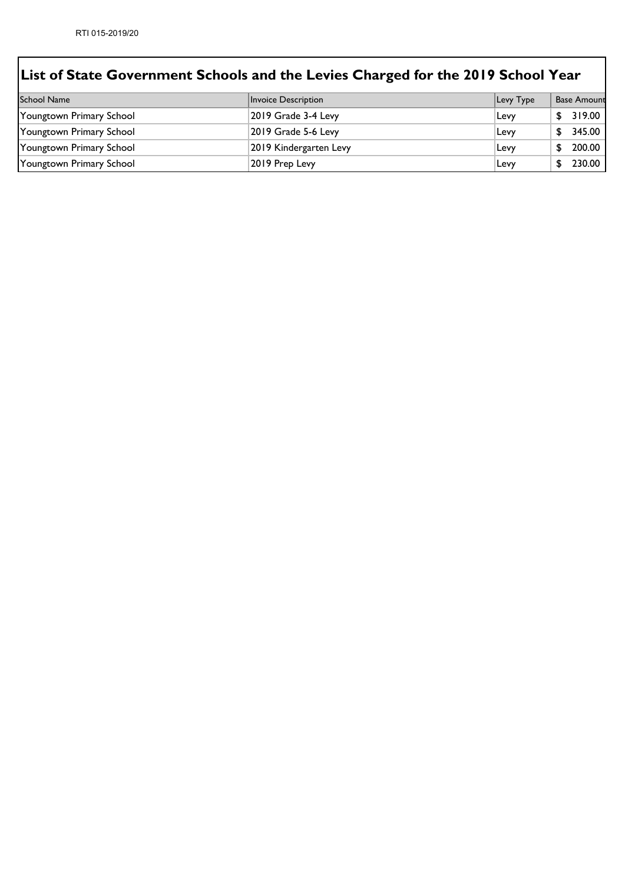# List of State Government Schools and the Levies Charged for the 2019 School Year

| School Name | Invoice Description | Levy Type | Base Amount |
|---|---|---|---|
| Youngtown Primary School | 2019 Grade 3-4 Levy | Levy | $ 319.00 |
| Youngtown Primary School | 2019 Grade 5-6 Levy | Levy | $ 345.00 |
| Youngtown Primary School | 2019 Kindergarten Levy | Levy | $ 200.00 |
| Youngtown Primary School | 2019 Prep Levy | Levy | $ 230.00 |